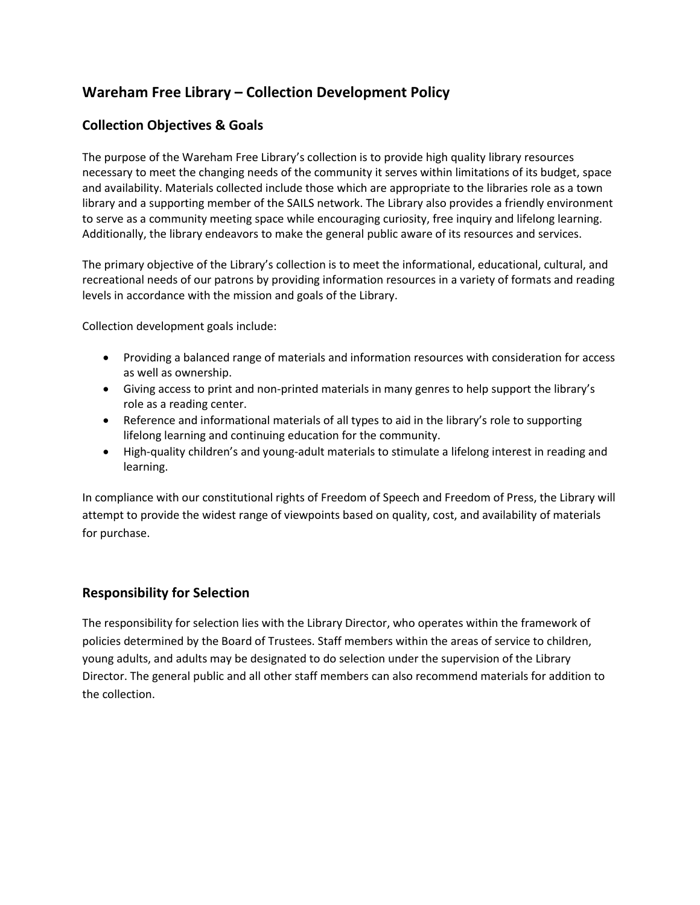# Wareham Free Library – Collection Development Policy

## Collection Objectives & Goals

The purpose of the Wareham Free Library's collection is to provide high quality library resources necessary to meet the changing needs of the community it serves within limitations of its budget, space and availability. Materials collected include those which are appropriate to the libraries role as a town library and a supporting member of the SAILS network. The Library also provides a friendly environment to serve as a community meeting space while encouraging curiosity, free inquiry and lifelong learning. Additionally, the library endeavors to make the general public aware of its resources and services.

The primary objective of the Library's collection is to meet the informational, educational, cultural, and recreational needs of our patrons by providing information resources in a variety of formats and reading levels in accordance with the mission and goals of the Library.

Collection development goals include:

- Providing a balanced range of materials and information resources with consideration for access as well as ownership.
- Giving access to print and non-printed materials in many genres to help support the library's role as a reading center.
- Reference and informational materials of all types to aid in the library's role to supporting lifelong learning and continuing education for the community.
- High-quality children's and young-adult materials to stimulate a lifelong interest in reading and learning.

In compliance with our constitutional rights of Freedom of Speech and Freedom of Press, the Library will attempt to provide the widest range of viewpoints based on quality, cost, and availability of materials for purchase.

## Responsibility for Selection

The responsibility for selection lies with the Library Director, who operates within the framework of policies determined by the Board of Trustees. Staff members within the areas of service to children, young adults, and adults may be designated to do selection under the supervision of the Library Director. The general public and all other staff members can also recommend materials for addition to the collection.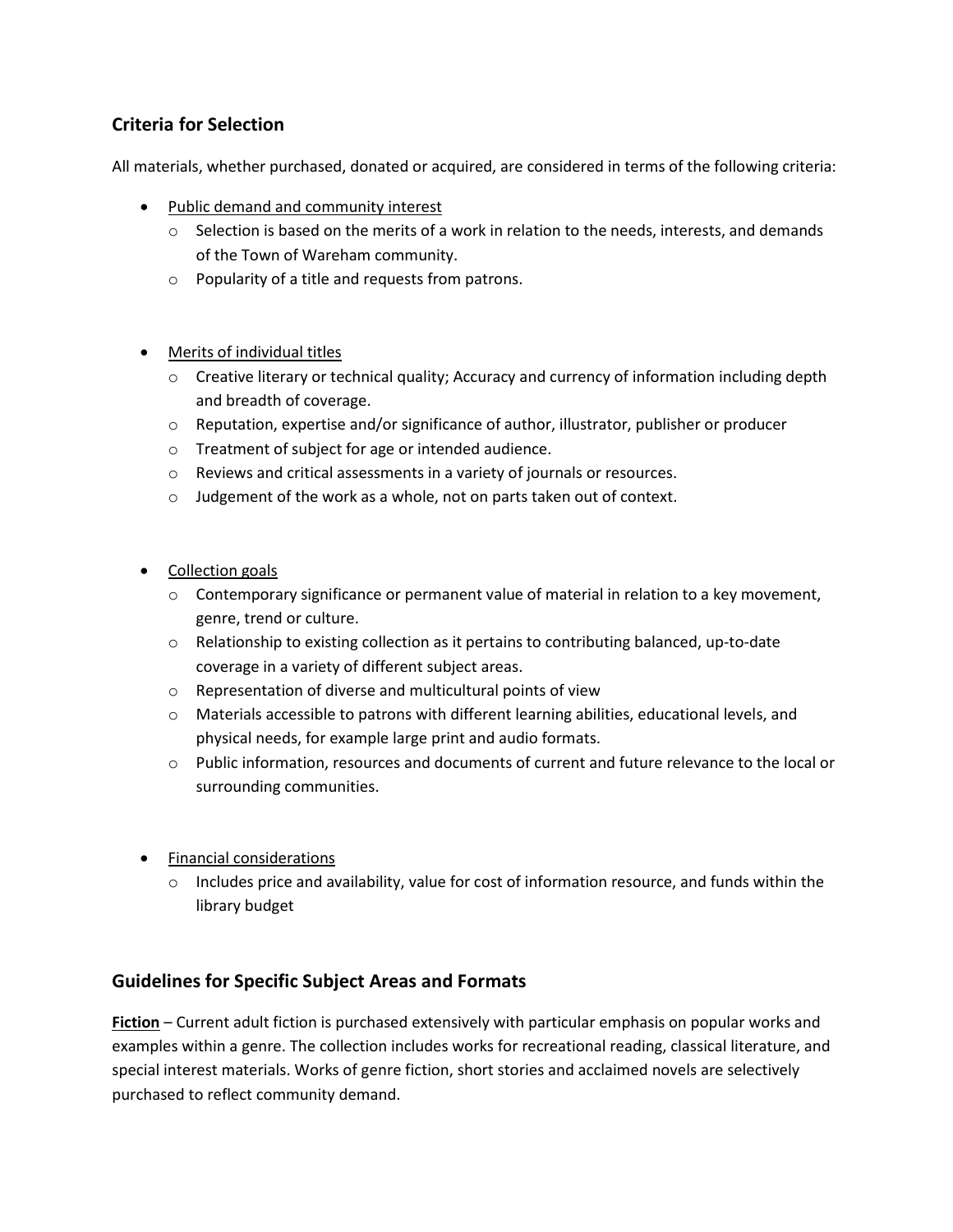## Criteria for Selection

All materials, whether purchased, donated or acquired, are considered in terms of the following criteria:

- Public demand and community interest
  - Selection is based on the merits of a work in relation to the needs, interests, and demands of the Town of Wareham community.
  - Popularity of a title and requests from patrons.

- Merits of individual titles
  - Creative literary or technical quality; Accuracy and currency of information including depth and breadth of coverage.
  - Reputation, expertise and/or significance of author, illustrator, publisher or producer
  - Treatment of subject for age or intended audience.
  - Reviews and critical assessments in a variety of journals or resources.
  - Judgement of the work as a whole, not on parts taken out of context.

- Collection goals
  - Contemporary significance or permanent value of material in relation to a key movement, genre, trend or culture.
  - Relationship to existing collection as it pertains to contributing balanced, up-to-date coverage in a variety of different subject areas.
  - Representation of diverse and multicultural points of view
  - Materials accessible to patrons with different learning abilities, educational levels, and physical needs, for example large print and audio formats.
  - Public information, resources and documents of current and future relevance to the local or surrounding communities.

- Financial considerations
  - Includes price and availability, value for cost of information resource, and funds within the library budget

## Guidelines for Specific Subject Areas and Formats

**Fiction** – Current adult fiction is purchased extensively with particular emphasis on popular works and examples within a genre. The collection includes works for recreational reading, classical literature, and special interest materials. Works of genre fiction, short stories and acclaimed novels are selectively purchased to reflect community demand.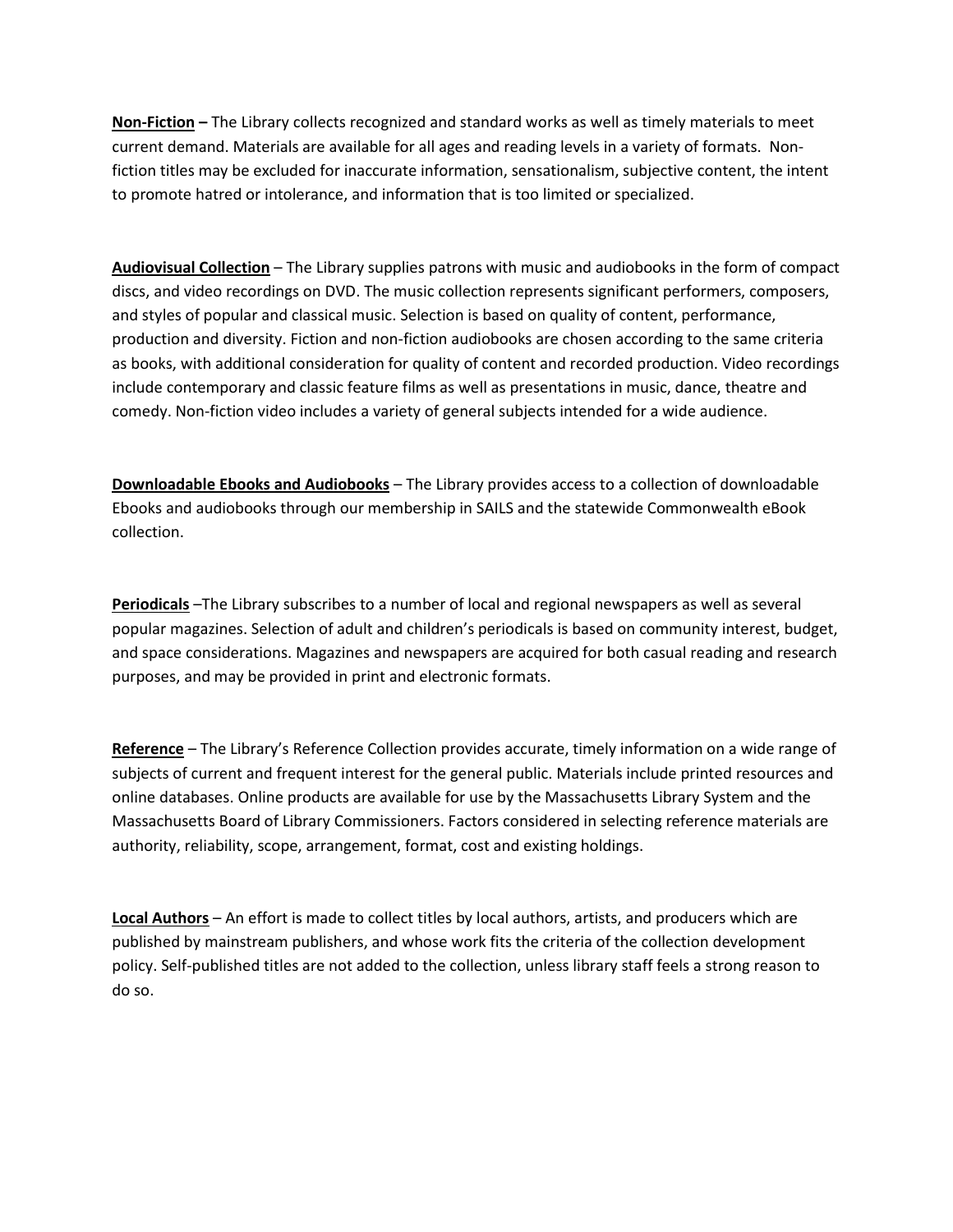**<u>Non-Fiction</u> –** The Library collects recognized and standard works as well as timely materials to meet current demand. Materials are available for all ages and reading levels in a variety of formats. Non-fiction titles may be excluded for inaccurate information, sensationalism, subjective content, the intent to promote hatred or intolerance, and information that is too limited or specialized.

**<u>Audiovisual Collection</u>** – The Library supplies patrons with music and audiobooks in the form of compact discs, and video recordings on DVD. The music collection represents significant performers, composers, and styles of popular and classical music. Selection is based on quality of content, performance, production and diversity. Fiction and non-fiction audiobooks are chosen according to the same criteria as books, with additional consideration for quality of content and recorded production. Video recordings include contemporary and classic feature films as well as presentations in music, dance, theatre and comedy. Non-fiction video includes a variety of general subjects intended for a wide audience.

**<u>Downloadable Ebooks and Audiobooks</u>** – The Library provides access to a collection of downloadable Ebooks and audiobooks through our membership in SAILS and the statewide Commonwealth eBook collection.

**<u>Periodicals</u>** –The Library subscribes to a number of local and regional newspapers as well as several popular magazines. Selection of adult and children's periodicals is based on community interest, budget, and space considerations. Magazines and newspapers are acquired for both casual reading and research purposes, and may be provided in print and electronic formats.

**<u>Reference</u>** – The Library's Reference Collection provides accurate, timely information on a wide range of subjects of current and frequent interest for the general public. Materials include printed resources and online databases. Online products are available for use by the Massachusetts Library System and the Massachusetts Board of Library Commissioners. Factors considered in selecting reference materials are authority, reliability, scope, arrangement, format, cost and existing holdings.

**<u>Local Authors</u>** – An effort is made to collect titles by local authors, artists, and producers which are published by mainstream publishers, and whose work fits the criteria of the collection development policy. Self-published titles are not added to the collection, unless library staff feels a strong reason to do so.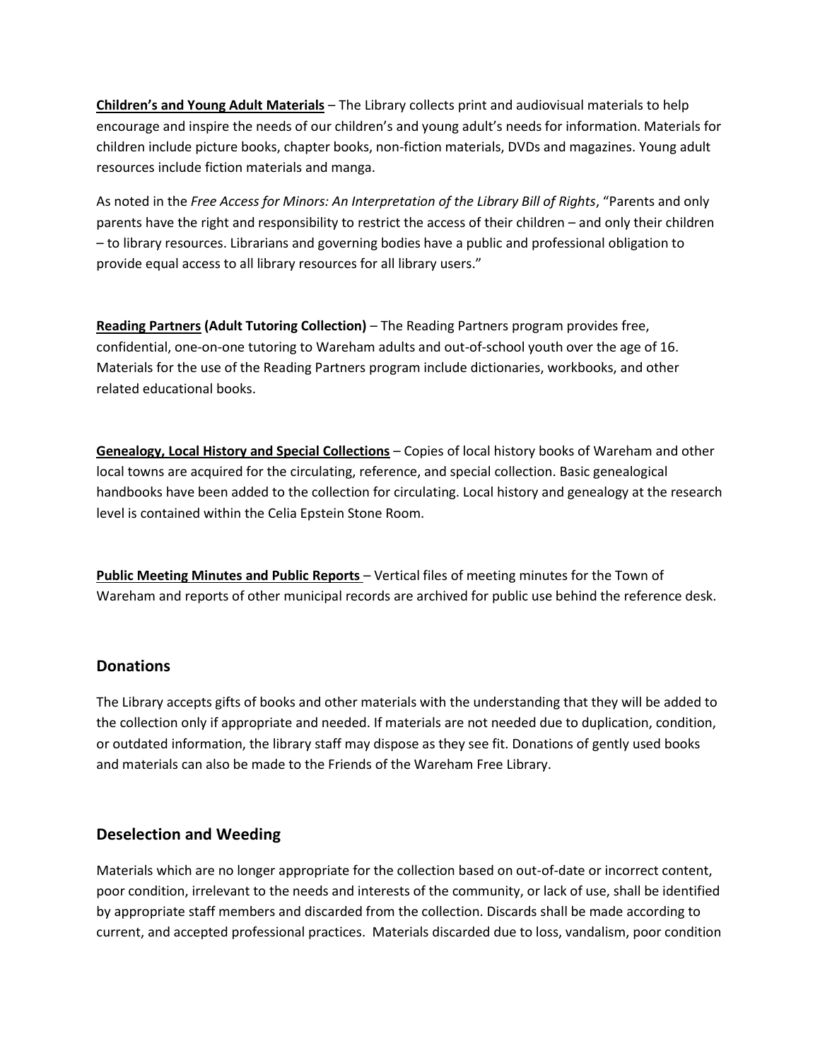**Children's and Young Adult Materials** – The Library collects print and audiovisual materials to help encourage and inspire the needs of our children's and young adult's needs for information. Materials for children include picture books, chapter books, non-fiction materials, DVDs and magazines. Young adult resources include fiction materials and manga.

As noted in the *Free Access for Minors: An Interpretation of the Library Bill of Rights*, "Parents and only parents have the right and responsibility to restrict the access of their children – and only their children – to library resources. Librarians and governing bodies have a public and professional obligation to provide equal access to all library resources for all library users."

**Reading Partners (Adult Tutoring Collection)** – The Reading Partners program provides free, confidential, one-on-one tutoring to Wareham adults and out-of-school youth over the age of 16. Materials for the use of the Reading Partners program include dictionaries, workbooks, and other related educational books.

**Genealogy, Local History and Special Collections** – Copies of local history books of Wareham and other local towns are acquired for the circulating, reference, and special collection. Basic genealogical handbooks have been added to the collection for circulating. Local history and genealogy at the research level is contained within the Celia Epstein Stone Room.

**Public Meeting Minutes and Public Reports** – Vertical files of meeting minutes for the Town of Wareham and reports of other municipal records are archived for public use behind the reference desk.

## Donations

The Library accepts gifts of books and other materials with the understanding that they will be added to the collection only if appropriate and needed. If materials are not needed due to duplication, condition, or outdated information, the library staff may dispose as they see fit. Donations of gently used books and materials can also be made to the Friends of the Wareham Free Library.

## Deselection and Weeding

Materials which are no longer appropriate for the collection based on out-of-date or incorrect content, poor condition, irrelevant to the needs and interests of the community, or lack of use, shall be identified by appropriate staff members and discarded from the collection. Discards shall be made according to current, and accepted professional practices. Materials discarded due to loss, vandalism, poor condition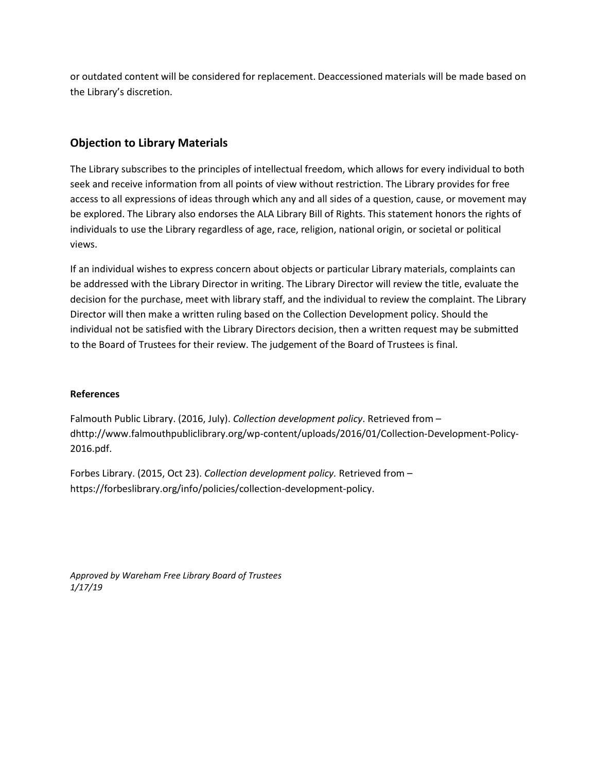or outdated content will be considered for replacement. Deaccessioned materials will be made based on the Library's discretion.

## Objection to Library Materials

The Library subscribes to the principles of intellectual freedom, which allows for every individual to both seek and receive information from all points of view without restriction. The Library provides for free access to all expressions of ideas through which any and all sides of a question, cause, or movement may be explored. The Library also endorses the ALA Library Bill of Rights. This statement honors the rights of individuals to use the Library regardless of age, race, religion, national origin, or societal or political views.

If an individual wishes to express concern about objects or particular Library materials, complaints can be addressed with the Library Director in writing. The Library Director will review the title, evaluate the decision for the purchase, meet with library staff, and the individual to review the complaint. The Library Director will then make a written ruling based on the Collection Development policy. Should the individual not be satisfied with the Library Directors decision, then a written request may be submitted to the Board of Trustees for their review. The judgement of the Board of Trustees is final.

**References**

Falmouth Public Library. (2016, July). *Collection development policy*. Retrieved from – dhttp://www.falmouthpubliclibrary.org/wp-content/uploads/2016/01/Collection-Development-Policy-2016.pdf.

Forbes Library. (2015, Oct 23). *Collection development policy.* Retrieved from – https://forbeslibrary.org/info/policies/collection-development-policy.

*Approved by Wareham Free Library Board of Trustees*
*1/17/19*